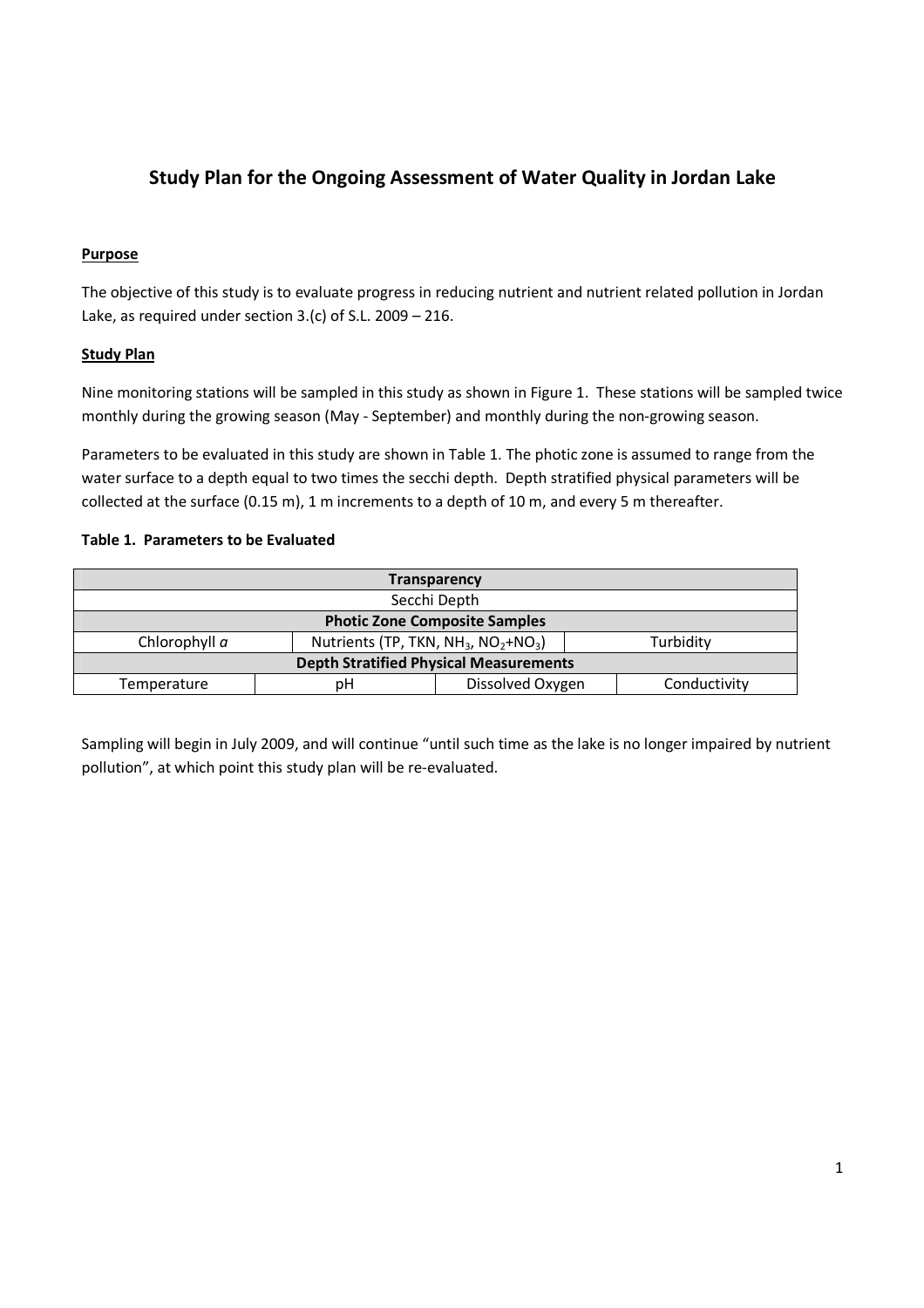## Study Plan for the Ongoing Assessment of Water Quality in Jordan Lake

### Purpose

The objective of this study is to evaluate progress in reducing nutrient and nutrient related pollution in Jordan Lake, as required under section 3.(c) of S.L. 2009 – 216.

### Study Plan

Nine monitoring stations will be sampled in this study as shown in Figure 1. These stations will be sampled twice monthly during the growing season (May - September) and monthly during the non-growing season.

Parameters to be evaluated in this study are shown in Table 1. The photic zone is assumed to range from the water surface to a depth equal to two times the secchi depth. Depth stratified physical parameters will be collected at the surface (0.15 m), 1 m increments to a depth of 10 m, and every 5 m thereafter.

**Table 1. Parameters to be Evaluated**

| | | | |
|---|---|---|---|
| **Transparency** | | | |
| Secchi Depth | | | |
| **Photic Zone Composite Samples** | | | |
| Chlorophyll *a* | Nutrients (TP, TKN, $NH_3$, $NO_2$+$NO_3$) | Turbidity | |
| **Depth Stratified Physical Measurements** | | | |
| Temperature | pH | Dissolved Oxygen | Conductivity |

Sampling will begin in July 2009, and will continue "until such time as the lake is no longer impaired by nutrient pollution", at which point this study plan will be re-evaluated.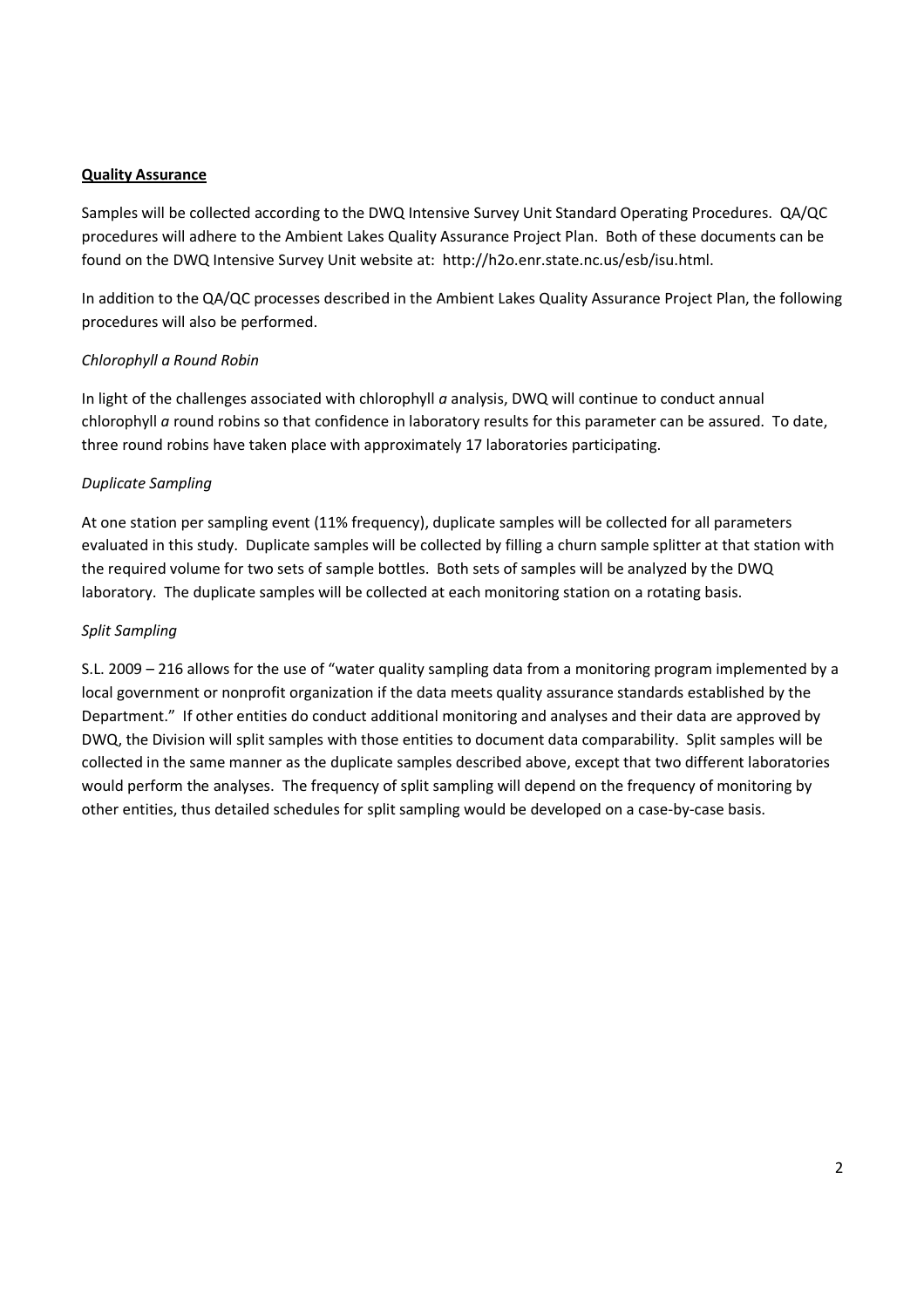**Quality Assurance**

Samples will be collected according to the DWQ Intensive Survey Unit Standard Operating Procedures. QA/QC procedures will adhere to the Ambient Lakes Quality Assurance Project Plan. Both of these documents can be found on the DWQ Intensive Survey Unit website at: http://h2o.enr.state.nc.us/esb/isu.html.

In addition to the QA/QC processes described in the Ambient Lakes Quality Assurance Project Plan, the following procedures will also be performed.

*Chlorophyll a Round Robin*

In light of the challenges associated with chlorophyll *a* analysis, DWQ will continue to conduct annual chlorophyll *a* round robins so that confidence in laboratory results for this parameter can be assured. To date, three round robins have taken place with approximately 17 laboratories participating.

*Duplicate Sampling*

At one station per sampling event (11% frequency), duplicate samples will be collected for all parameters evaluated in this study. Duplicate samples will be collected by filling a churn sample splitter at that station with the required volume for two sets of sample bottles. Both sets of samples will be analyzed by the DWQ laboratory. The duplicate samples will be collected at each monitoring station on a rotating basis.

*Split Sampling*

S.L. 2009 – 216 allows for the use of "water quality sampling data from a monitoring program implemented by a local government or nonprofit organization if the data meets quality assurance standards established by the Department." If other entities do conduct additional monitoring and analyses and their data are approved by DWQ, the Division will split samples with those entities to document data comparability. Split samples will be collected in the same manner as the duplicate samples described above, except that two different laboratories would perform the analyses. The frequency of split sampling will depend on the frequency of monitoring by other entities, thus detailed schedules for split sampling would be developed on a case-by-case basis.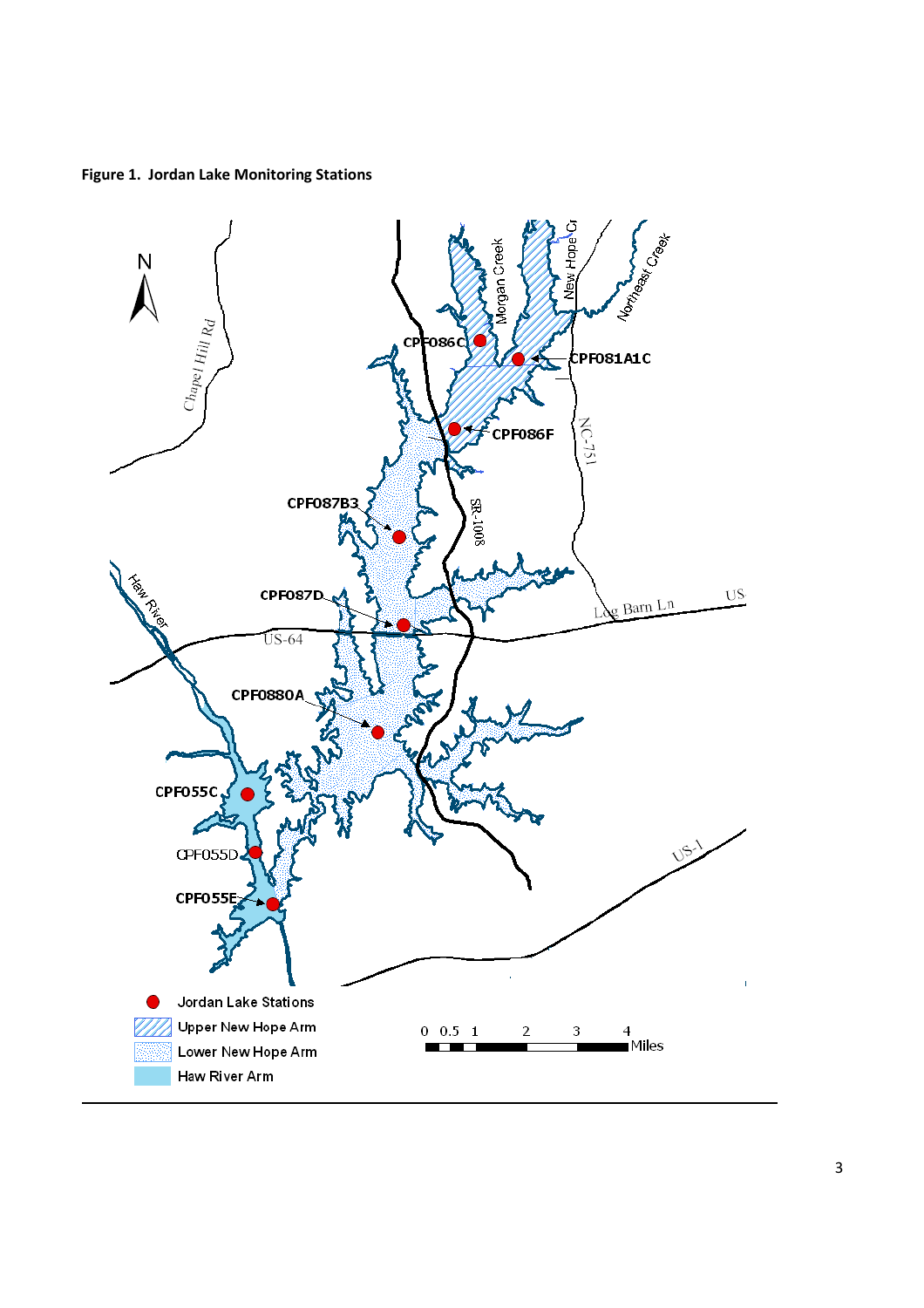**Figure 1. Jordan Lake Monitoring Stations**

N

Chapel Hill Rd

Morgan Creek

New Hope Cr

Northeast Creek

CPF086C

CPF081A1C

CPF086F

NC-751

CPF087B3

SR-1008

CPF087D

Haw River

US-64

Log Barn Ln

US

CPF0880A

CPF055C

CPF055D

CPF055E

US-1

Jordan Lake Stations

Upper New Hope Arm

Lower New Hope Arm

Haw River Arm

0 0.5 1 2 3 4

Miles